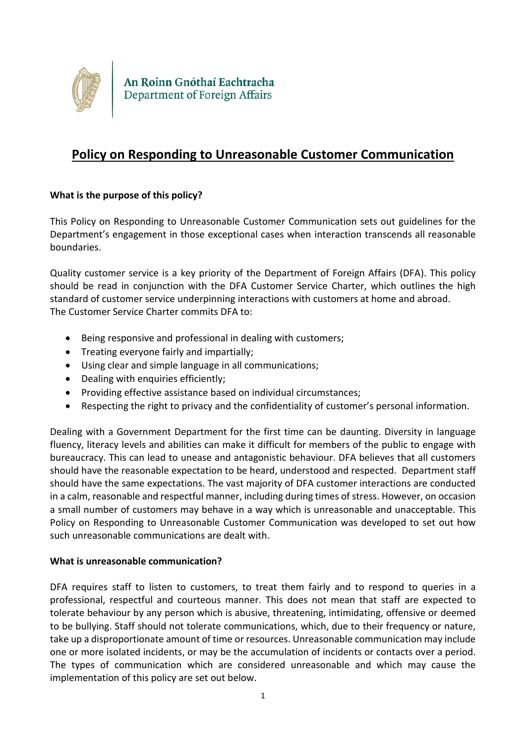An Roinn Gnóthaí Eachtracha
Department of Foreign Affairs

# Policy on Responding to Unreasonable Customer Communication

**What is the purpose of this policy?**

This Policy on Responding to Unreasonable Customer Communication sets out guidelines for the Department's engagement in those exceptional cases when interaction transcends all reasonable boundaries.

Quality customer service is a key priority of the Department of Foreign Affairs (DFA). This policy should be read in conjunction with the DFA Customer Service Charter, which outlines the high standard of customer service underpinning interactions with customers at home and abroad.
The Customer Service Charter commits DFA to:

- Being responsive and professional in dealing with customers;
- Treating everyone fairly and impartially;
- Using clear and simple language in all communications;
- Dealing with enquiries efficiently;
- Providing effective assistance based on individual circumstances;
- Respecting the right to privacy and the confidentiality of customer's personal information.

Dealing with a Government Department for the first time can be daunting. Diversity in language fluency, literacy levels and abilities can make it difficult for members of the public to engage with bureaucracy. This can lead to unease and antagonistic behaviour. DFA believes that all customers should have the reasonable expectation to be heard, understood and respected. Department staff should have the same expectations. The vast majority of DFA customer interactions are conducted in a calm, reasonable and respectful manner, including during times of stress. However, on occasion a small number of customers may behave in a way which is unreasonable and unacceptable. This Policy on Responding to Unreasonable Customer Communication was developed to set out how such unreasonable communications are dealt with.

**What is unreasonable communication?**

DFA requires staff to listen to customers, to treat them fairly and to respond to queries in a professional, respectful and courteous manner. This does not mean that staff are expected to tolerate behaviour by any person which is abusive, threatening, intimidating, offensive or deemed to be bullying. Staff should not tolerate communications, which, due to their frequency or nature, take up a disproportionate amount of time or resources. Unreasonable communication may include one or more isolated incidents, or may be the accumulation of incidents or contacts over a period. The types of communication which are considered unreasonable and which may cause the implementation of this policy are set out below.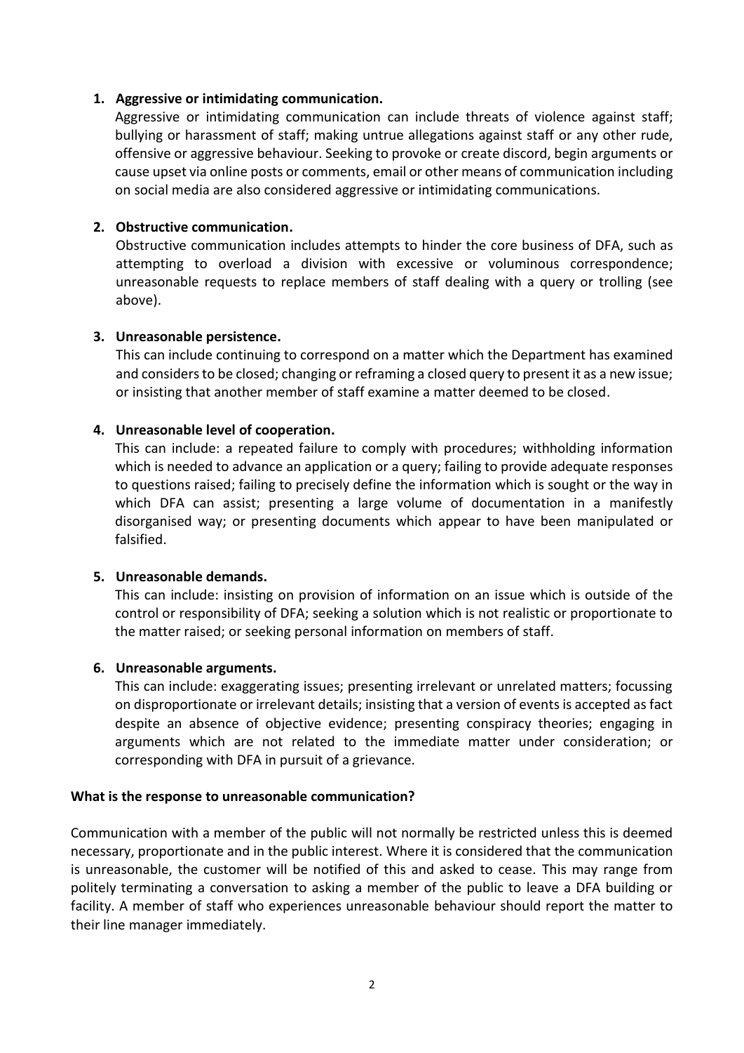1. **Aggressive or intimidating communication.**
   Aggressive or intimidating communication can include threats of violence against staff; bullying or harassment of staff; making untrue allegations against staff or any other rude, offensive or aggressive behaviour. Seeking to provoke or create discord, begin arguments or cause upset via online posts or comments, email or other means of communication including on social media are also considered aggressive or intimidating communications.

2. **Obstructive communication.**
   Obstructive communication includes attempts to hinder the core business of DFA, such as attempting to overload a division with excessive or voluminous correspondence; unreasonable requests to replace members of staff dealing with a query or trolling (see above).

3. **Unreasonable persistence.**
   This can include continuing to correspond on a matter which the Department has examined and considers to be closed; changing or reframing a closed query to present it as a new issue; or insisting that another member of staff examine a matter deemed to be closed.

4. **Unreasonable level of cooperation.**
   This can include: a repeated failure to comply with procedures; withholding information which is needed to advance an application or a query; failing to provide adequate responses to questions raised; failing to precisely define the information which is sought or the way in which DFA can assist; presenting a large volume of documentation in a manifestly disorganised way; or presenting documents which appear to have been manipulated or falsified.

5. **Unreasonable demands.**
   This can include: insisting on provision of information on an issue which is outside of the control or responsibility of DFA; seeking a solution which is not realistic or proportionate to the matter raised; or seeking personal information on members of staff.

6. **Unreasonable arguments.**
   This can include: exaggerating issues; presenting irrelevant or unrelated matters; focussing on disproportionate or irrelevant details; insisting that a version of events is accepted as fact despite an absence of objective evidence; presenting conspiracy theories; engaging in arguments which are not related to the immediate matter under consideration; or corresponding with DFA in pursuit of a grievance.

**What is the response to unreasonable communication?**

Communication with a member of the public will not normally be restricted unless this is deemed necessary, proportionate and in the public interest. Where it is considered that the communication is unreasonable, the customer will be notified of this and asked to cease. This may range from politely terminating a conversation to asking a member of the public to leave a DFA building or facility. A member of staff who experiences unreasonable behaviour should report the matter to their line manager immediately.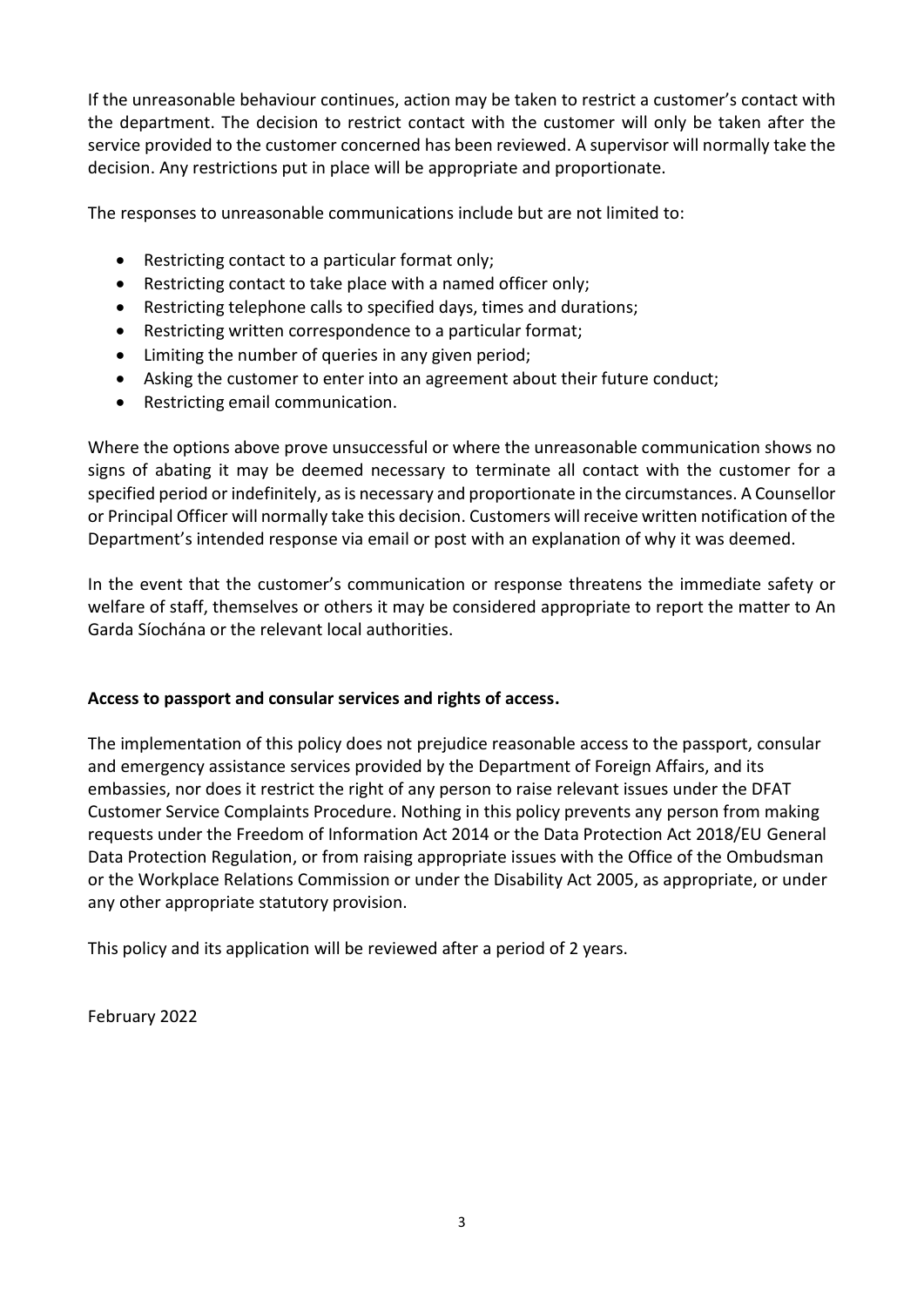If the unreasonable behaviour continues, action may be taken to restrict a customer's contact with the department. The decision to restrict contact with the customer will only be taken after the service provided to the customer concerned has been reviewed. A supervisor will normally take the decision. Any restrictions put in place will be appropriate and proportionate.

The responses to unreasonable communications include but are not limited to:

- Restricting contact to a particular format only;
- Restricting contact to take place with a named officer only;
- Restricting telephone calls to specified days, times and durations;
- Restricting written correspondence to a particular format;
- Limiting the number of queries in any given period;
- Asking the customer to enter into an agreement about their future conduct;
- Restricting email communication.

Where the options above prove unsuccessful or where the unreasonable communication shows no signs of abating it may be deemed necessary to terminate all contact with the customer for a specified period or indefinitely, as is necessary and proportionate in the circumstances. A Counsellor or Principal Officer will normally take this decision. Customers will receive written notification of the Department's intended response via email or post with an explanation of why it was deemed.

In the event that the customer's communication or response threatens the immediate safety or welfare of staff, themselves or others it may be considered appropriate to report the matter to An Garda Síochána or the relevant local authorities.

**Access to passport and consular services and rights of access.**

The implementation of this policy does not prejudice reasonable access to the passport, consular and emergency assistance services provided by the Department of Foreign Affairs, and its embassies, nor does it restrict the right of any person to raise relevant issues under the DFAT Customer Service Complaints Procedure. Nothing in this policy prevents any person from making requests under the Freedom of Information Act 2014 or the Data Protection Act 2018/EU General Data Protection Regulation, or from raising appropriate issues with the Office of the Ombudsman or the Workplace Relations Commission or under the Disability Act 2005, as appropriate, or under any other appropriate statutory provision.

This policy and its application will be reviewed after a period of 2 years.

February 2022